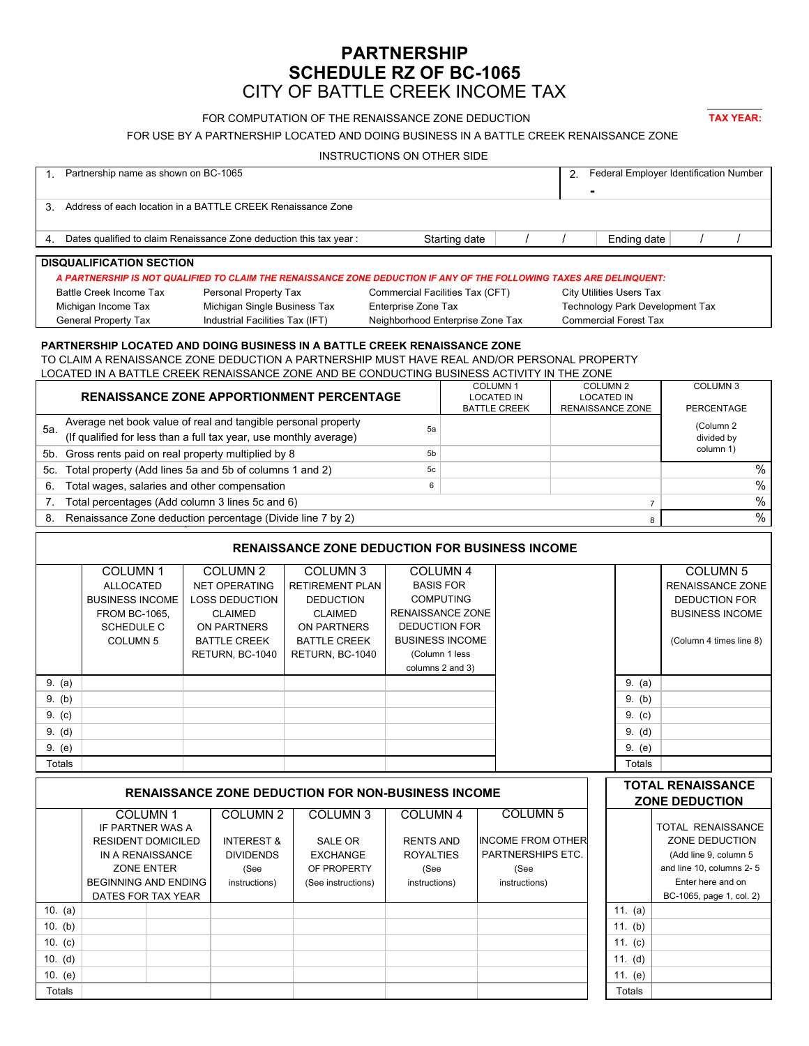# PARTNERSHIP
# SCHEDULE RZ OF BC-1065
## CITY OF BATTLE CREEK INCOME TAX

FOR COMPUTATION OF THE RENAISSANCE ZONE DEDUCTION

**TAX YEAR:**

FOR USE BY A PARTNERSHIP LOCATED AND DOING BUSINESS IN A BATTLE CREEK RENAISSANCE ZONE

INSTRUCTIONS ON OTHER SIDE

| | |
|---|---|
| 1. Partnership name as shown on BC-1065 | 2. Federal Employer Identification Number - |
| 3. Address of each location in a BATTLE CREEK Renaissance Zone | |
| 4. Dates qualified to claim Renaissance Zone deduction this tax year : Starting date / / | Ending date / / |

**DISQUALIFICATION SECTION**

***A PARTNERSHIP IS NOT QUALIFIED TO CLAIM THE RENAISSANCE ZONE DEDUCTION IF ANY OF THE FOLLOWING TAXES ARE DELINQUENT:***

| | | | |
|---|---|---|---|
| Battle Creek Income Tax | Personal Property Tax | Commercial Facilities Tax (CFT) | City Utilities Users Tax |
| Michigan Income Tax | Michigan Single Business Tax | Enterprise Zone Tax | Technology Park Development Tax |
| General Property Tax | Industrial Facilities Tax (IFT) | Neighborhood Enterprise Zone Tax | Commercial Forest Tax |

**PARTNERSHIP LOCATED AND DOING BUSINESS IN A BATTLE CREEK RENAISSANCE ZONE**

TO CLAIM A RENAISSANCE ZONE DEDUCTION A PARTNERSHIP MUST HAVE REAL AND/OR PERSONAL PROPERTY LOCATED IN A BATTLE CREEK RENAISSANCE ZONE AND BE CONDUCTING BUSINESS ACTIVITY IN THE ZONE

| **RENAISSANCE ZONE APPORTIONMENT PERCENTAGE** | | COLUMN 1 LOCATED IN BATTLE CREEK | COLUMN 2 LOCATED IN RENAISSANCE ZONE | COLUMN 3 PERCENTAGE (Column 2 divided by column 1) |
|---|---|---|---|---|
| 5a. Average net book value of real and tangible personal property (If qualified for less than a full tax year, use monthly average) | 5a | | | |
| 5b. Gross rents paid on real property multiplied by 8 | 5b | | | |
| 5c. Total property (Add lines 5a and 5b of columns 1 and 2) | 5c | | | % |
| 6. Total wages, salaries and other compensation | 6 | | | % |
| 7. Total percentages (Add column 3 lines 5c and 6) | | | 7 | % |
| 8. Renaissance Zone deduction percentage (Divide line 7 by 2) | | | 8 | % |

**RENAISSANCE ZONE DEDUCTION FOR BUSINESS INCOME**

| | COLUMN 1 ALLOCATED BUSINESS INCOME FROM BC-1065, SCHEDULE C COLUMN 5 | COLUMN 2 NET OPERATING LOSS DEDUCTION CLAIMED ON PARTNERS BATTLE CREEK RETURN, BC-1040 | COLUMN 3 RETIREMENT PLAN DEDUCTION CLAIMED ON PARTNERS BATTLE CREEK RETURN, BC-1040 | COLUMN 4 BASIS FOR COMPUTING RENAISSANCE ZONE DEDUCTION FOR BUSINESS INCOME (Column 1 less columns 2 and 3) | | COLUMN 5 RENAISSANCE ZONE DEDUCTION FOR BUSINESS INCOME (Column 4 times line 8) |
|---|---|---|---|---|---|---|
| 9. (a) | | | | | 9. (a) | |
| 9. (b) | | | | | 9. (b) | |
| 9. (c) | | | | | 9. (c) | |
| 9. (d) | | | | | 9. (d) | |
| 9. (e) | | | | | 9. (e) | |
| Totals | | | | | Totals | |

**RENAISSANCE ZONE DEDUCTION FOR NON-BUSINESS INCOME**

| | COLUMN 1 IF PARTNER WAS A RESIDENT DOMICILED IN A RENAISSANCE ZONE ENTER BEGINNING AND ENDING DATES FOR TAX YEAR | | COLUMN 2 INTEREST & DIVIDENDS (See instructions) | COLUMN 3 SALE OR EXCHANGE OF PROPERTY (See instructions) | COLUMN 4 RENTS AND ROYALTIES (See instructions) | COLUMN 5 INCOME FROM OTHER PARTNERSHIPS ETC. (See instructions) |
|---|---|---|---|---|---|---|
| 10. (a) | | | | | | |
| 10. (b) | | | | | | |
| 10. (c) | | | | | | |
| 10. (d) | | | | | | |
| 10. (e) | | | | | | |
| Totals | | | | | | |

**TOTAL RENAISSANCE ZONE DEDUCTION**

| | TOTAL RENAISSANCE ZONE DEDUCTION (Add line 9, column 5 and line 10, columns 2- 5 Enter here and on BC-1065, page 1, col. 2) |
|---|---|
| 11. (a) | |
| 11. (b) | |
| 11. (c) | |
| 11. (d) | |
| 11. (e) | |
| Totals | |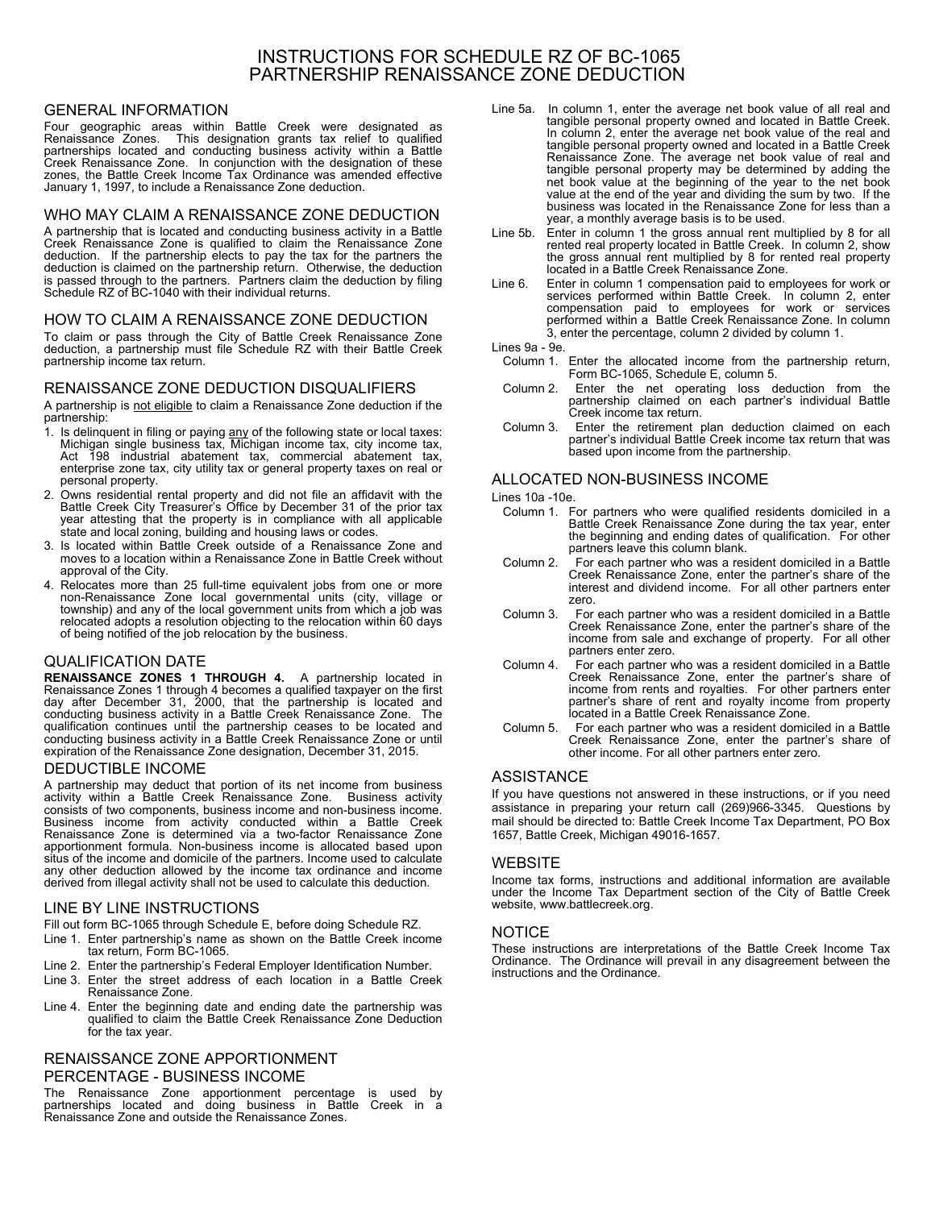# INSTRUCTIONS FOR SCHEDULE RZ OF BC-1065
# PARTNERSHIP RENAISSANCE ZONE DEDUCTION

## GENERAL INFORMATION

Four geographic areas within Battle Creek were designated as Renaissance Zones. This designation grants tax relief to qualified partnerships located and conducting business activity within a Battle Creek Renaissance Zone. In conjunction with the designation of these zones, the Battle Creek Income Tax Ordinance was amended effective January 1, 1997, to include a Renaissance Zone deduction.

## WHO MAY CLAIM A RENAISSANCE ZONE DEDUCTION

A partnership that is located and conducting business activity in a Battle Creek Renaissance Zone is qualified to claim the Renaissance Zone deduction. If the partnership elects to pay the tax for the partners the deduction is claimed on the partnership return. Otherwise, the deduction is passed through to the partners. Partners claim the deduction by filing Schedule RZ of BC-1040 with their individual returns.

## HOW TO CLAIM A RENAISSANCE ZONE DEDUCTION

To claim or pass through the City of Battle Creek Renaissance Zone deduction, a partnership must file Schedule RZ with their Battle Creek partnership income tax return.

## RENAISSANCE ZONE DEDUCTION DISQUALIFIERS

A partnership is not eligible to claim a Renaissance Zone deduction if the partnership:

1. Is delinquent in filing or paying any of the following state or local taxes: Michigan single business tax, Michigan income tax, city income tax, Act 198 industrial abatement tax, commercial abatement tax, enterprise zone tax, city utility tax or general property taxes on real or personal property.
2. Owns residential rental property and did not file an affidavit with the Battle Creek City Treasurer's Office by December 31 of the prior tax year attesting that the property is in compliance with all applicable state and local zoning, building and housing laws or codes.
3. Is located within Battle Creek outside of a Renaissance Zone and moves to a location within a Renaissance Zone in Battle Creek without approval of the City.
4. Relocates more than 25 full-time equivalent jobs from one or more non-Renaissance Zone local governmental units (city, village or township) and any of the local government units from which a job was relocated adopts a resolution objecting to the relocation within 60 days of being notified of the job relocation by the business.

## QUALIFICATION DATE

**RENAISSANCE ZONES 1 THROUGH 4.** A partnership located in Renaissance Zones 1 through 4 becomes a qualified taxpayer on the first day after December 31, 2000, that the partnership is located and conducting business activity in a Battle Creek Renaissance Zone. The qualification continues until the partnership ceases to be located and conducting business activity in a Battle Creek Renaissance Zone or until expiration of the Renaissance Zone designation, December 31, 2015.

## DEDUCTIBLE INCOME

A partnership may deduct that portion of its net income from business activity within a Battle Creek Renaissance Zone. Business activity consists of two components, business income and non-business income. Business income from activity conducted within a Battle Creek Renaissance Zone is determined via a two-factor Renaissance Zone apportionment formula. Non-business income is allocated based upon situs of the income and domicile of the partners. Income used to calculate any other deduction allowed by the income tax ordinance and income derived from illegal activity shall not be used to calculate this deduction.

## LINE BY LINE INSTRUCTIONS

Fill out form BC-1065 through Schedule E, before doing Schedule RZ.

- Line 1. Enter partnership's name as shown on the Battle Creek income tax return, Form BC-1065.
- Line 2. Enter the partnership's Federal Employer Identification Number.
- Line 3. Enter the street address of each location in a Battle Creek Renaissance Zone.
- Line 4. Enter the beginning date and ending date the partnership was qualified to claim the Battle Creek Renaissance Zone Deduction for the tax year.

## RENAISSANCE ZONE APPORTIONMENT PERCENTAGE - BUSINESS INCOME

The Renaissance Zone apportionment percentage is used by partnerships located and doing business in Battle Creek in a Renaissance Zone and outside the Renaissance Zones.

- Line 5a. In column 1, enter the average net book value of all real and tangible personal property owned and located in Battle Creek. In column 2, enter the average net book value of the real and tangible personal property owned and located in a Battle Creek Renaissance Zone. The average net book value of real and tangible personal property may be determined by adding the net book value at the beginning of the year to the net book value at the end of the year and dividing the sum by two. If the business was located in the Renaissance Zone for less than a year, a monthly average basis is to be used.
- Line 5b. Enter in column 1 the gross annual rent multiplied by 8 for all rented real property located in Battle Creek. In column 2, show the gross annual rent multiplied by 8 for rented real property located in a Battle Creek Renaissance Zone.
- Line 6. Enter in column 1 compensation paid to employees for work or services performed within Battle Creek. In column 2, enter compensation paid to employees for work or services performed within a Battle Creek Renaissance Zone. In column 3, enter the percentage, column 2 divided by column 1.

Lines 9a - 9e.

- Column 1. Enter the allocated income from the partnership return, Form BC-1065, Schedule E, column 5.
- Column 2. Enter the net operating loss deduction from the partnership claimed on each partner's individual Battle Creek income tax return.
- Column 3. Enter the retirement plan deduction claimed on each partner's individual Battle Creek income tax return that was based upon income from the partnership.

## ALLOCATED NON-BUSINESS INCOME

Lines 10a -10e.

- Column 1. For partners who were qualified residents domiciled in a Battle Creek Renaissance Zone during the tax year, enter the beginning and ending dates of qualification. For other partners leave this column blank.
- Column 2. For each partner who was a resident domiciled in a Battle Creek Renaissance Zone, enter the partner's share of the interest and dividend income. For all other partners enter zero.
- Column 3. For each partner who was a resident domiciled in a Battle Creek Renaissance Zone, enter the partner's share of the income from sale and exchange of property. For all other partners enter zero.
- Column 4. For each partner who was a resident domiciled in a Battle Creek Renaissance Zone, enter the partner's share of income from rents and royalties. For other partners enter partner's share of rent and royalty income from property located in a Battle Creek Renaissance Zone.
- Column 5. For each partner who was a resident domiciled in a Battle Creek Renaissance Zone, enter the partner's share of other income. For all other partners enter zero.

## ASSISTANCE

If you have questions not answered in these instructions, or if you need assistance in preparing your return call (269)966-3345. Questions by mail should be directed to: Battle Creek Income Tax Department, PO Box 1657, Battle Creek, Michigan 49016-1657.

## WEBSITE

Income tax forms, instructions and additional information are available under the Income Tax Department section of the City of Battle Creek website, www.battlecreek.org.

## NOTICE

These instructions are interpretations of the Battle Creek Income Tax Ordinance. The Ordinance will prevail in any disagreement between the instructions and the Ordinance.